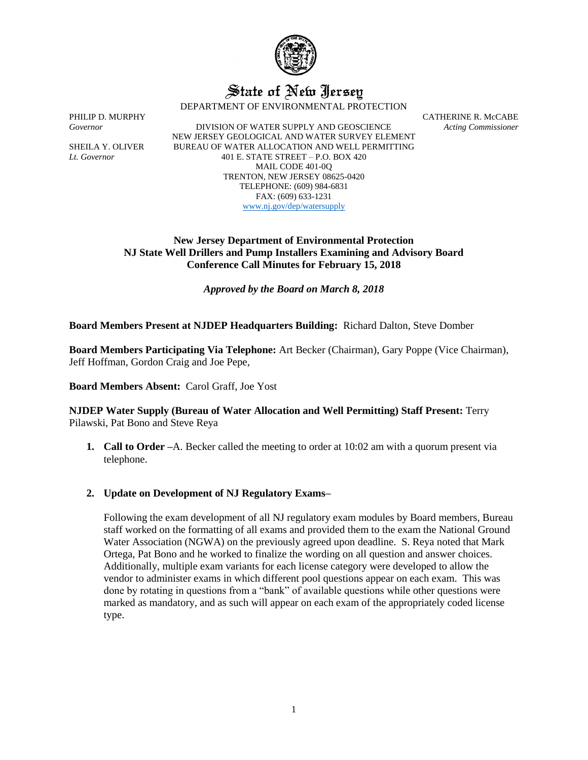# State of New Jersey

DEPARTMENT OF ENVIRONMENTAL PROTECTION

PHILIP D. MURPHY
*Governor*

SHEILA Y. OLIVER
*Lt. Governor*

DIVISION OF WATER SUPPLY AND GEOSCIENCE
NEW JERSEY GEOLOGICAL AND WATER SURVEY ELEMENT
BUREAU OF WATER ALLOCATION AND WELL PERMITTING
401 E. STATE STREET – P.O. BOX 420
MAIL CODE 401-0Q
TRENTON, NEW JERSEY 08625-0420
TELEPHONE: (609) 984-6831
FAX: (609) 633-1231
www.nj.gov/dep/watersupply

CATHERINE R. McCABE
*Acting Commissioner*

**New Jersey Department of Environmental Protection**
**NJ State Well Drillers and Pump Installers Examining and Advisory Board**
**Conference Call Minutes for February 15, 2018**

***Approved by the Board on March 8, 2018***

**Board Members Present at NJDEP Headquarters Building:** Richard Dalton, Steve Domber

**Board Members Participating Via Telephone:** Art Becker (Chairman), Gary Poppe (Vice Chairman), Jeff Hoffman, Gordon Craig and Joe Pepe,

**Board Members Absent:** Carol Graff, Joe Yost

**NJDEP Water Supply (Bureau of Water Allocation and Well Permitting) Staff Present:** Terry Pilawski, Pat Bono and Steve Reya

1. **Call to Order –**A. Becker called the meeting to order at 10:02 am with a quorum present via telephone.

2. **Update on Development of NJ Regulatory Exams–**

   Following the exam development of all NJ regulatory exam modules by Board members, Bureau staff worked on the formatting of all exams and provided them to the exam the National Ground Water Association (NGWA) on the previously agreed upon deadline. S. Reya noted that Mark Ortega, Pat Bono and he worked to finalize the wording on all question and answer choices. Additionally, multiple exam variants for each license category were developed to allow the vendor to administer exams in which different pool questions appear on each exam. This was done by rotating in questions from a "bank" of available questions while other questions were marked as mandatory, and as such will appear on each exam of the appropriately coded license type.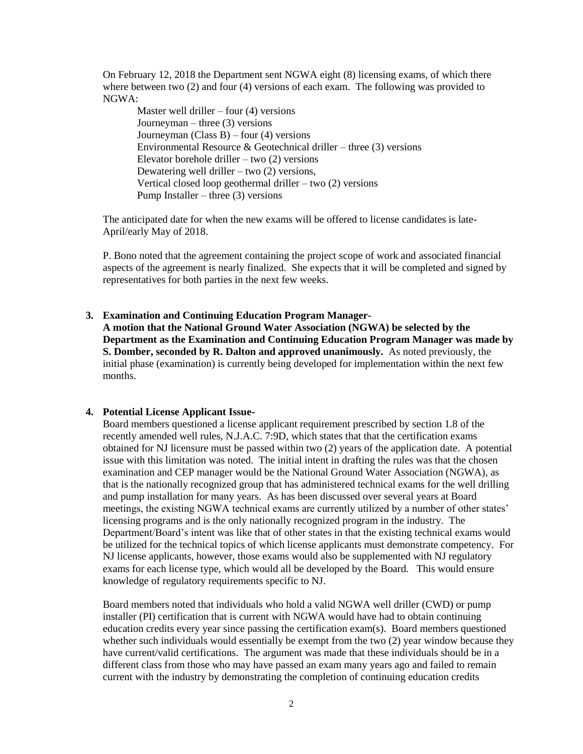On February 12, 2018 the Department sent NGWA eight (8) licensing exams, of which there where between two (2) and four (4) versions of each exam. The following was provided to NGWA:

Master well driller – four (4) versions
Journeyman – three (3) versions
Journeyman (Class B) – four (4) versions
Environmental Resource & Geotechnical driller – three (3) versions
Elevator borehole driller – two (2) versions
Dewatering well driller – two (2) versions,
Vertical closed loop geothermal driller – two (2) versions
Pump Installer – three (3) versions

The anticipated date for when the new exams will be offered to license candidates is late-April/early May of 2018.

P. Bono noted that the agreement containing the project scope of work and associated financial aspects of the agreement is nearly finalized. She expects that it will be completed and signed by representatives for both parties in the next few weeks.

**3. Examination and Continuing Education Program Manager-**

**A motion that the National Ground Water Association (NGWA) be selected by the Department as the Examination and Continuing Education Program Manager was made by S. Domber, seconded by R. Dalton and approved unanimously.** As noted previously, the initial phase (examination) is currently being developed for implementation within the next few months.

**4. Potential License Applicant Issue-**

Board members questioned a license applicant requirement prescribed by section 1.8 of the recently amended well rules, N.J.A.C. 7:9D, which states that that the certification exams obtained for NJ licensure must be passed within two (2) years of the application date. A potential issue with this limitation was noted. The initial intent in drafting the rules was that the chosen examination and CEP manager would be the National Ground Water Association (NGWA), as that is the nationally recognized group that has administered technical exams for the well drilling and pump installation for many years. As has been discussed over several years at Board meetings, the existing NGWA technical exams are currently utilized by a number of other states' licensing programs and is the only nationally recognized program in the industry. The Department/Board's intent was like that of other states in that the existing technical exams would be utilized for the technical topics of which license applicants must demonstrate competency. For NJ license applicants, however, those exams would also be supplemented with NJ regulatory exams for each license type, which would all be developed by the Board. This would ensure knowledge of regulatory requirements specific to NJ.

Board members noted that individuals who hold a valid NGWA well driller (CWD) or pump installer (PI) certification that is current with NGWA would have had to obtain continuing education credits every year since passing the certification exam(s). Board members questioned whether such individuals would essentially be exempt from the two (2) year window because they have current/valid certifications. The argument was made that these individuals should be in a different class from those who may have passed an exam many years ago and failed to remain current with the industry by demonstrating the completion of continuing education credits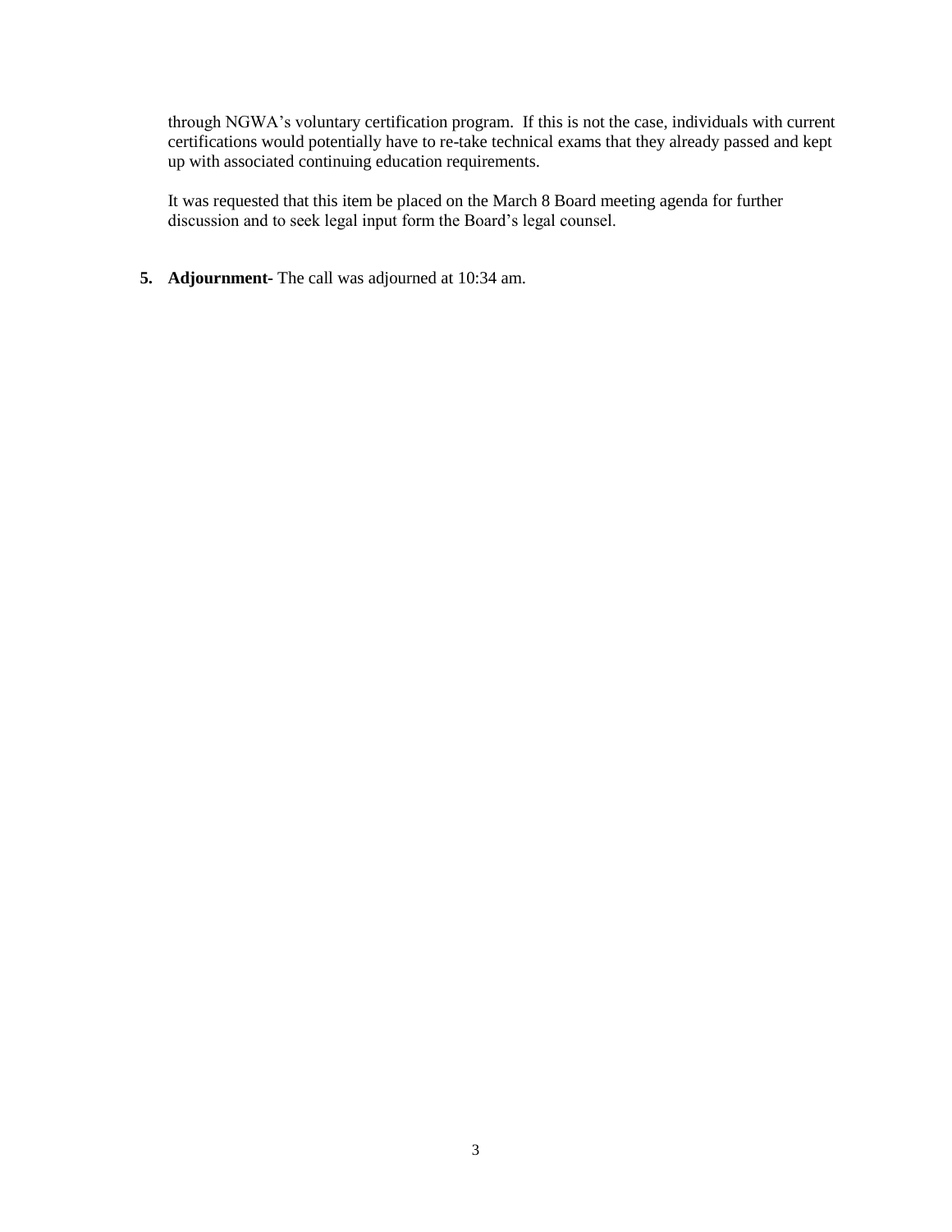through NGWA's voluntary certification program. If this is not the case, individuals with current certifications would potentially have to re-take technical exams that they already passed and kept up with associated continuing education requirements.

It was requested that this item be placed on the March 8 Board meeting agenda for further discussion and to seek legal input form the Board's legal counsel.

5. **Adjournment**- The call was adjourned at 10:34 am.